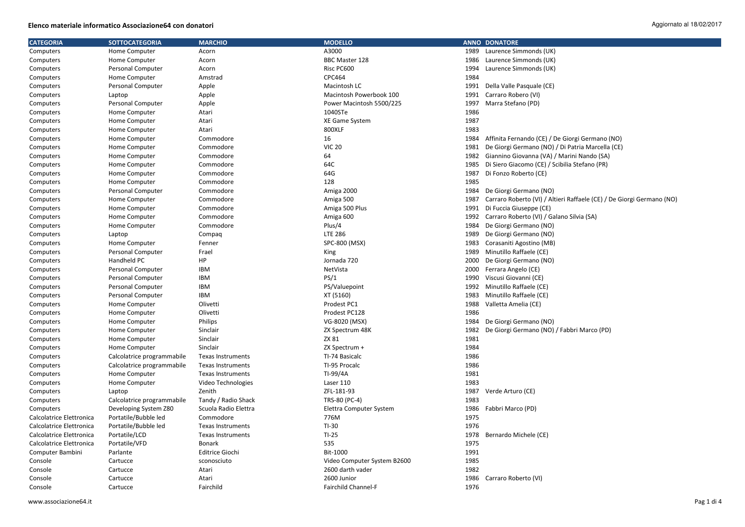**Elenco materiale informatico Associazione64 con donatori**

Aggiornato al 18/02/2017

| CATEGORIA | SOTTOCATEGORIA | MARCHIO | MODELLO | ANNO | DONATORE |
|---|---|---|---|---|---|
| Computers | Home Computer | Acorn | A3000 | 1989 | Laurence Simmonds (UK) |
| Computers | Home Computer | Acorn | BBC Master 128 | 1986 | Laurence Simmonds (UK) |
| Computers | Personal Computer | Acorn | Risc PC600 | 1994 | Laurence Simmonds (UK) |
| Computers | Home Computer | Amstrad | CPC464 | 1984 | |
| Computers | Personal Computer | Apple | Macintosh LC | 1991 | Della Valle Pasquale (CE) |
| Computers | Laptop | Apple | Macintosh Powerbook 100 | 1991 | Carraro Robero (VI) |
| Computers | Personal Computer | Apple | Power Macintosh 5500/225 | 1997 | Marra Stefano (PD) |
| Computers | Home Computer | Atari | 1040STe | 1986 | |
| Computers | Home Computer | Atari | XE Game System | 1987 | |
| Computers | Home Computer | Atari | 800XLF | 1983 | |
| Computers | Home Computer | Commodore | 16 | 1984 | Affinita Fernando (CE) / De Giorgi Germano (NO) |
| Computers | Home Computer | Commodore | VIC 20 | 1981 | De Giorgi Germano (NO) / Di Patria Marcella (CE) |
| Computers | Home Computer | Commodore | 64 | 1982 | Giannino Giovanna (VA) / Marini Nando (SA) |
| Computers | Home Computer | Commodore | 64C | 1985 | Di Siero Giacomo (CE) / Scibilia Stefano (PR) |
| Computers | Home Computer | Commodore | 64G | 1987 | Di Fonzo Roberto (CE) |
| Computers | Home Computer | Commodore | 128 | 1985 | |
| Computers | Personal Computer | Commodore | Amiga 2000 | 1984 | De Giorgi Germano (NO) |
| Computers | Home Computer | Commodore | Amiga 500 | 1987 | Carraro Roberto (VI) / Altieri Raffaele (CE) / De Giorgi Germano (NO) |
| Computers | Home Computer | Commodore | Amiga 500 Plus | 1991 | Di Fuccia Giuseppe (CE) |
| Computers | Home Computer | Commodore | Amiga 600 | 1992 | Carraro Roberto (VI) / Galano Silvia (SA) |
| Computers | Home Computer | Commodore | Plus/4 | 1984 | De Giorgi Germano (NO) |
| Computers | Laptop | Compaq | LTE 286 | 1989 | De Giorgi Germano (NO) |
| Computers | Home Computer | Fenner | SPC-800 (MSX) | 1983 | Corasaniti Agostino (MB) |
| Computers | Personal Computer | Frael | King | 1989 | Minutillo Raffaele (CE) |
| Computers | Handheld PC | HP | Jornada 720 | 2000 | De Giorgi Germano (NO) |
| Computers | Personal Computer | IBM | NetVista | 2000 | Ferrara Angelo (CE) |
| Computers | Personal Computer | IBM | PS/1 | 1990 | Viscusi Giovanni (CE) |
| Computers | Personal Computer | IBM | PS/Valuepoint | 1992 | Minutillo Raffaele (CE) |
| Computers | Personal Computer | IBM | XT (5160) | 1983 | Minutillo Raffaele (CE) |
| Computers | Home Computer | Olivetti | Prodest PC1 | 1988 | Valletta Amelia (CE) |
| Computers | Home Computer | Olivetti | Prodest PC128 | 1986 | |
| Computers | Home Computer | Philips | VG-8020 (MSX) | 1984 | De Giorgi Germano (NO) |
| Computers | Home Computer | Sinclair | ZX Spectrum 48K | 1982 | De Giorgi Germano (NO) / Fabbri Marco (PD) |
| Computers | Home Computer | Sinclair | ZX 81 | 1981 | |
| Computers | Home Computer | Sinclair | ZX Spectrum + | 1984 | |
| Computers | Calcolatrice programmabile | Texas Instruments | TI-74 Basicalc | 1986 | |
| Computers | Calcolatrice programmabile | Texas Instruments | TI-95 Procalc | 1986 | |
| Computers | Home Computer | Texas Instruments | TI-99/4A | 1981 | |
| Computers | Home Computer | Video Technologies | Laser 110 | 1983 | |
| Computers | Laptop | Zenith | ZFL-181-93 | 1987 | Verde Arturo (CE) |
| Computers | Calcolatrice programmabile | Tandy / Radio Shack | TRS-80 (PC-4) | 1983 | |
| Computers | Developing System Z80 | Scuola Radio Elettra | Elettra Computer System | 1986 | Fabbri Marco (PD) |
| Calcolatrice Elettronica | Portatile/Bubble led | Commodore | 776M | 1975 | |
| Calcolatrice Elettronica | Portatile/Bubble led | Texas Instruments | TI-30 | 1976 | |
| Calcolatrice Elettronica | Portatile/LCD | Texas Instruments | TI-25 | 1978 | Bernardo Michele (CE) |
| Calcolatrice Elettronica | Portatile/VFD | Bonark | 535 | 1975 | |
| Computer Bambini | Parlante | Editrice Giochi | Bit-1000 | 1991 | |
| Console | Cartucce | sconosciuto | Video Computer System B2600 | 1985 | |
| Console | Cartucce | Atari | 2600 darth vader | 1982 | |
| Console | Cartucce | Atari | 2600 Junior | 1986 | Carraro Roberto (VI) |
| Console | Cartucce | Fairchild | Fairchild Channel-F | 1976 | |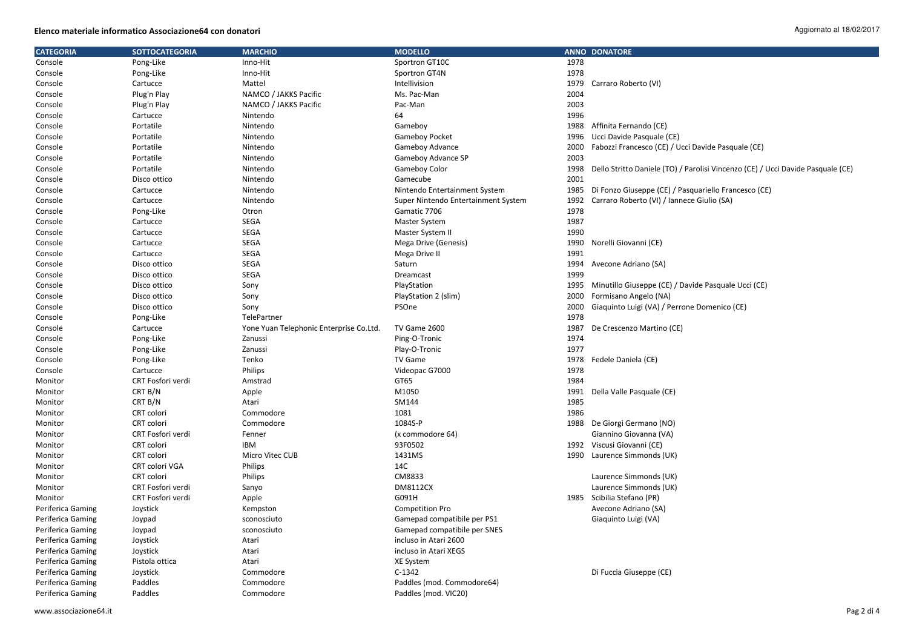**Elenco materiale informatico Associazione64 con donatori**

Aggiornato al 18/02/2017

| CATEGORIA | SOTTOCATEGORIA | MARCHIO | MODELLO | ANNO | DONATORE |
|---|---|---|---|---|---|
| Console | Pong-Like | Inno-Hit | Sportron GT10C | 1978 | |
| Console | Pong-Like | Inno-Hit | Sportron GT4N | 1978 | |
| Console | Cartucce | Mattel | Intellivision | 1979 | Carraro Roberto (VI) |
| Console | Plug'n Play | NAMCO / JAKKS Pacific | Ms. Pac-Man | 2004 | |
| Console | Plug'n Play | NAMCO / JAKKS Pacific | Pac-Man | 2003 | |
| Console | Cartucce | Nintendo | 64 | 1996 | |
| Console | Portatile | Nintendo | Gameboy | 1988 | Affinita Fernando (CE) |
| Console | Portatile | Nintendo | Gameboy Pocket | 1996 | Ucci Davide Pasquale (CE) |
| Console | Portatile | Nintendo | Gameboy Advance | 2000 | Fabozzi Francesco (CE) / Ucci Davide Pasquale (CE) |
| Console | Portatile | Nintendo | Gameboy Advance SP | 2003 | |
| Console | Portatile | Nintendo | Gameboy Color | 1998 | Dello Stritto Daniele (TO) / Parolisi Vincenzo (CE) / Ucci Davide Pasquale (CE) |
| Console | Disco ottico | Nintendo | Gamecube | 2001 | |
| Console | Cartucce | Nintendo | Nintendo Entertainment System | 1985 | Di Fonzo Giuseppe (CE) / Pasquariello Francesco (CE) |
| Console | Cartucce | Nintendo | Super Nintendo Entertainment System | 1992 | Carraro Roberto (VI) / Iannece Giulio (SA) |
| Console | Pong-Like | Otron | Gamatic 7706 | 1978 | |
| Console | Cartucce | SEGA | Master System | 1987 | |
| Console | Cartucce | SEGA | Master System II | 1990 | |
| Console | Cartucce | SEGA | Mega Drive (Genesis) | 1990 | Norelli Giovanni (CE) |
| Console | Cartucce | SEGA | Mega Drive II | 1991 | |
| Console | Disco ottico | SEGA | Saturn | 1994 | Avecone Adriano (SA) |
| Console | Disco ottico | SEGA | Dreamcast | 1999 | |
| Console | Disco ottico | Sony | PlayStation | 1995 | Minutillo Giuseppe (CE) / Davide Pasquale Ucci (CE) |
| Console | Disco ottico | Sony | PlayStation 2 (slim) | 2000 | Formisano Angelo (NA) |
| Console | Disco ottico | Sony | PSOne | 2000 | Giaquinto Luigi (VA) / Perrone Domenico (CE) |
| Console | Pong-Like | TelePartner | | 1978 | |
| Console | Cartucce | Yone Yuan Telephonic Enterprise Co.Ltd. | TV Game 2600 | 1987 | De Crescenzo Martino (CE) |
| Console | Pong-Like | Zanussi | Ping-O-Tronic | 1974 | |
| Console | Pong-Like | Zanussi | Play-O-Tronic | 1977 | |
| Console | Pong-Like | Tenko | TV Game | 1978 | Fedele Daniela (CE) |
| Console | Cartucce | Philips | Videopac G7000 | 1978 | |
| Monitor | CRT Fosfori verdi | Amstrad | GT65 | 1984 | |
| Monitor | CRT B/N | Apple | M1050 | 1991 | Della Valle Pasquale (CE) |
| Monitor | CRT B/N | Atari | SM144 | 1985 | |
| Monitor | CRT colori | Commodore | 1081 | 1986 | |
| Monitor | CRT colori | Commodore | 1084S-P | 1988 | De Giorgi Germano (NO) |
| Monitor | CRT Fosfori verdi | Fenner | (x commodore 64) | | Giannino Giovanna (VA) |
| Monitor | CRT colori | IBM | 93F0502 | 1992 | Viscusi Giovanni (CE) |
| Monitor | CRT colori | Micro Vitec CUB | 1431MS | 1990 | Laurence Simmonds (UK) |
| Monitor | CRT colori VGA | Philips | 14C | | |
| Monitor | CRT colori | Philips | CM8833 | | Laurence Simmonds (UK) |
| Monitor | CRT Fosfori verdi | Sanyo | DM8112CX | | Laurence Simmonds (UK) |
| Monitor | CRT Fosfori verdi | Apple | G091H | 1985 | Scibilia Stefano (PR) |
| Periferica Gaming | Joystick | Kempston | Competition Pro | | Avecone Adriano (SA) |
| Periferica Gaming | Joypad | sconosciuto | Gamepad compatibile per PS1 | | Giaquinto Luigi (VA) |
| Periferica Gaming | Joypad | sconosciuto | Gamepad compatibile per SNES | | |
| Periferica Gaming | Joystick | Atari | incluso in Atari 2600 | | |
| Periferica Gaming | Joystick | Atari | incluso in Atari XEGS | | |
| Periferica Gaming | Pistola ottica | Atari | XE System | | |
| Periferica Gaming | Joystick | Commodore | C-1342 | | Di Fuccia Giuseppe (CE) |
| Periferica Gaming | Paddles | Commodore | Paddles (mod. Commodore64) | | |
| Periferica Gaming | Paddles | Commodore | Paddles (mod. VIC20) | | |

www.associazione64.it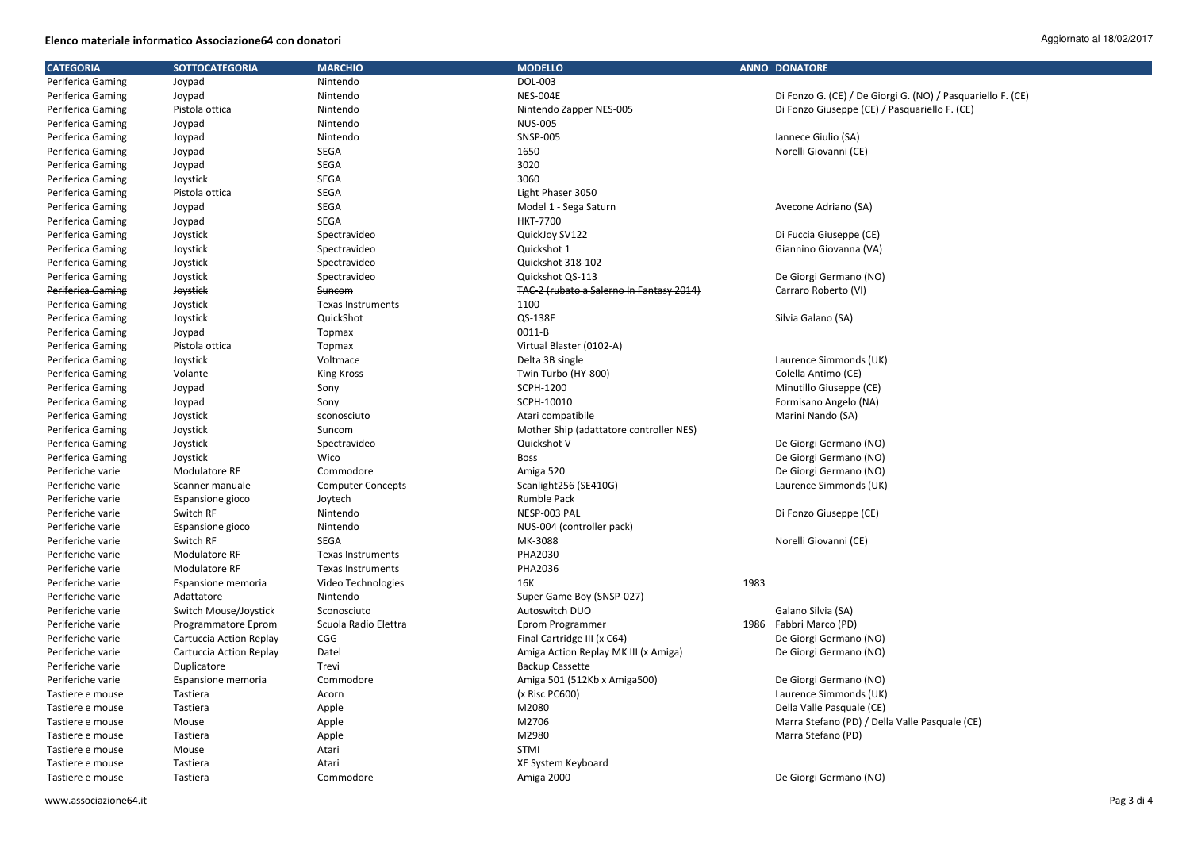**Elenco materiale informatico Associazione64 con donatori**

Aggiornato al 18/02/2017

| CATEGORIA | SOTTOCATEGORIA | MARCHIO | MODELLO | ANNO | DONATORE |
|---|---|---|---|---|---|
| Periferica Gaming | Joypad | Nintendo | DOL-003 | | |
| Periferica Gaming | Joypad | Nintendo | NES-004E | | Di Fonzo G. (CE) / De Giorgi G. (NO) / Pasquariello F. (CE) |
| Periferica Gaming | Pistola ottica | Nintendo | Nintendo Zapper NES-005 | | Di Fonzo Giuseppe (CE) / Pasquariello F. (CE) |
| Periferica Gaming | Joypad | Nintendo | NUS-005 | | |
| Periferica Gaming | Joypad | Nintendo | SNSP-005 | | Iannece Giulio (SA) |
| Periferica Gaming | Joypad | SEGA | 1650 | | Norelli Giovanni (CE) |
| Periferica Gaming | Joypad | SEGA | 3020 | | |
| Periferica Gaming | Joystick | SEGA | 3060 | | |
| Periferica Gaming | Pistola ottica | SEGA | Light Phaser 3050 | | |
| Periferica Gaming | Joypad | SEGA | Model 1 - Sega Saturn | | Avecone Adriano (SA) |
| Periferica Gaming | Joypad | SEGA | HKT-7700 | | |
| Periferica Gaming | Joystick | Spectravideo | QuickJoy SV122 | | Di Fuccia Giuseppe (CE) |
| Periferica Gaming | Joystick | Spectravideo | Quickshot 1 | | Giannino Giovanna (VA) |
| Periferica Gaming | Joystick | Spectravideo | Quickshot 318-102 | | |
| Periferica Gaming | Joystick | Spectravideo | Quickshot QS-113 | | De Giorgi Germano (NO) |
| ~~Periferica Gaming~~ | ~~Joystick~~ | ~~Suncom~~ | ~~TAC-2 (rubato a Salerno In Fantasy 2014)~~ | | Carraro Roberto (VI) |
| Periferica Gaming | Joystick | Texas Instruments | 1100 | | |
| Periferica Gaming | Joystick | QuickShot | QS-138F | | Silvia Galano (SA) |
| Periferica Gaming | Joypad | Topmax | 0011-B | | |
| Periferica Gaming | Pistola ottica | Topmax | Virtual Blaster (0102-A) | | |
| Periferica Gaming | Joystick | Voltmace | Delta 3B single | | Laurence Simmonds (UK) |
| Periferica Gaming | Volante | King Kross | Twin Turbo (HY-800) | | Colella Antimo (CE) |
| Periferica Gaming | Joypad | Sony | SCPH-1200 | | Minutillo Giuseppe (CE) |
| Periferica Gaming | Joypad | Sony | SCPH-10010 | | Formisano Angelo (NA) |
| Periferica Gaming | Joystick | sconosciuto | Atari compatibile | | Marini Nando (SA) |
| Periferica Gaming | Joystick | Suncom | Mother Ship (adattatore controller NES) | | |
| Periferica Gaming | Joystick | Spectravideo | Quickshot V | | De Giorgi Germano (NO) |
| Periferica Gaming | Joystick | Wico | Boss | | De Giorgi Germano (NO) |
| Periferiche varie | Modulatore RF | Commodore | Amiga 520 | | De Giorgi Germano (NO) |
| Periferiche varie | Scanner manuale | Computer Concepts | Scanlight256 (SE410G) | | Laurence Simmonds (UK) |
| Periferiche varie | Espansione gioco | Joytech | Rumble Pack | | |
| Periferiche varie | Switch RF | Nintendo | NESP-003 PAL | | Di Fonzo Giuseppe (CE) |
| Periferiche varie | Espansione gioco | Nintendo | NUS-004 (controller pack) | | |
| Periferiche varie | Switch RF | SEGA | MK-3088 | | Norelli Giovanni (CE) |
| Periferiche varie | Modulatore RF | Texas Instruments | PHA2030 | | |
| Periferiche varie | Modulatore RF | Texas Instruments | PHA2036 | | |
| Periferiche varie | Espansione memoria | Video Technologies | 16K | 1983 | |
| Periferiche varie | Adattatore | Nintendo | Super Game Boy (SNSP-027) | | |
| Periferiche varie | Switch Mouse/Joystick | Sconosciuto | Autoswitch DUO | | Galano Silvia (SA) |
| Periferiche varie | Programmatore Eprom | Scuola Radio Elettra | Eprom Programmer | 1986 | Fabbri Marco (PD) |
| Periferiche varie | Cartuccia Action Replay | CGG | Final Cartridge III (x C64) | | De Giorgi Germano (NO) |
| Periferiche varie | Cartuccia Action Replay | Datel | Amiga Action Replay MK III (x Amiga) | | De Giorgi Germano (NO) |
| Periferiche varie | Duplicatore | Trevi | Backup Cassette | | |
| Periferiche varie | Espansione memoria | Commodore | Amiga 501 (512Kb x Amiga500) | | De Giorgi Germano (NO) |
| Tastiere e mouse | Tastiera | Acorn | (x Risc PC600) | | Laurence Simmonds (UK) |
| Tastiere e mouse | Tastiera | Apple | M2080 | | Della Valle Pasquale (CE) |
| Tastiere e mouse | Mouse | Apple | M2706 | | Marra Stefano (PD) / Della Valle Pasquale (CE) |
| Tastiere e mouse | Tastiera | Apple | M2980 | | Marra Stefano (PD) |
| Tastiere e mouse | Mouse | Atari | STMI | | |
| Tastiere e mouse | Tastiera | Atari | XE System Keyboard | | |
| Tastiere e mouse | Tastiera | Commodore | Amiga 2000 | | De Giorgi Germano (NO) |

www.associazione64.it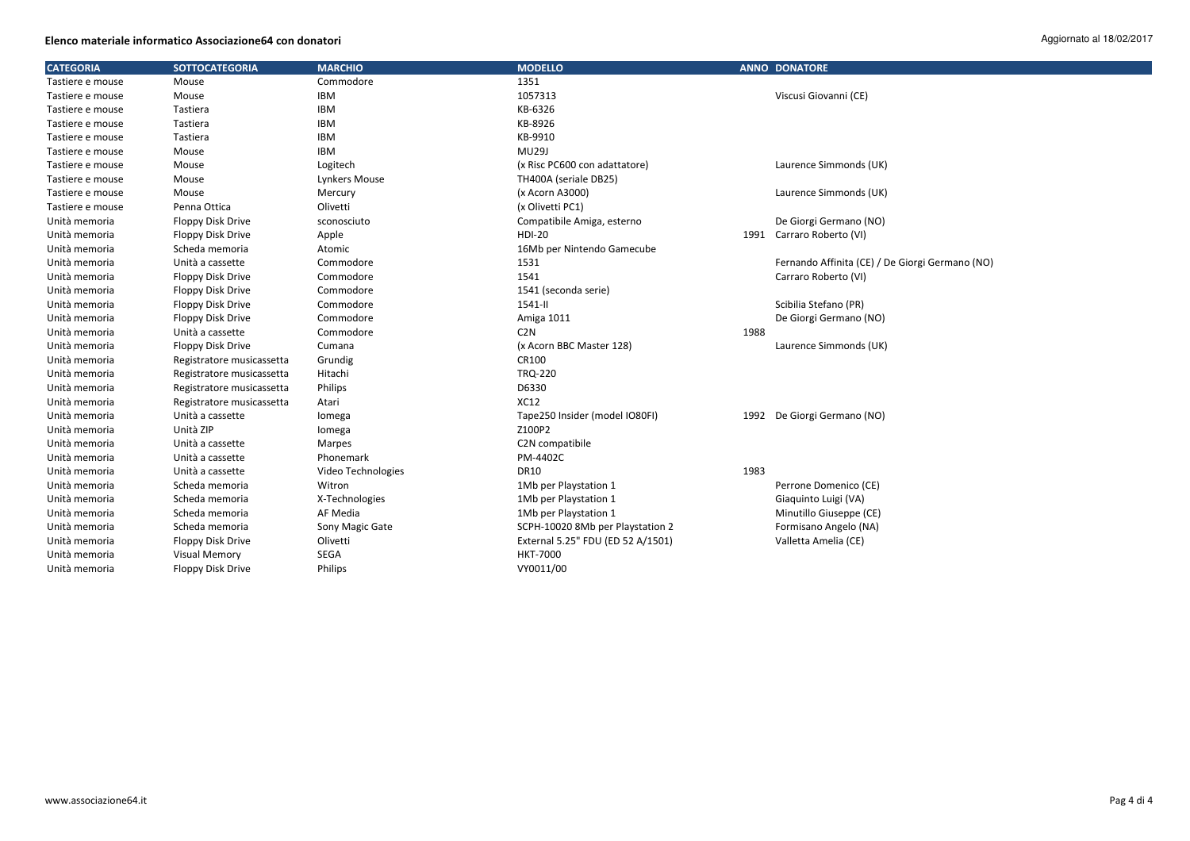| CATEGORIA | SOTTOCATEGORIA | MARCHIO | MODELLO | ANNO | DONATORE |
|---|---|---|---|---|---|
| Tastiere e mouse | Mouse | Commodore | 1351 | | |
| Tastiere e mouse | Mouse | IBM | 1057313 | | Viscusi Giovanni (CE) |
| Tastiere e mouse | Tastiera | IBM | KB-6326 | | |
| Tastiere e mouse | Tastiera | IBM | KB-8926 | | |
| Tastiere e mouse | Tastiera | IBM | KB-9910 | | |
| Tastiere e mouse | Mouse | IBM | MU29J | | |
| Tastiere e mouse | Mouse | Logitech | (x Risc PC600 con adattatore) | | Laurence Simmonds (UK) |
| Tastiere e mouse | Mouse | Lynkers Mouse | TH400A (seriale DB25) | | |
| Tastiere e mouse | Mouse | Mercury | (x Acorn A3000) | | Laurence Simmonds (UK) |
| Tastiere e mouse | Penna Ottica | Olivetti | (x Olivetti PC1) | | |
| Unità memoria | Floppy Disk Drive | sconosciuto | Compatibile Amiga, esterno | | De Giorgi Germano (NO) |
| Unità memoria | Floppy Disk Drive | Apple | HDI-20 | 1991 | Carraro Roberto (VI) |
| Unità memoria | Scheda memoria | Atomic | 16Mb per Nintendo Gamecube | | |
| Unità memoria | Unità a cassette | Commodore | 1531 | | Fernando Affinita (CE) / De Giorgi Germano (NO) |
| Unità memoria | Floppy Disk Drive | Commodore | 1541 | | Carraro Roberto (VI) |
| Unità memoria | Floppy Disk Drive | Commodore | 1541 (seconda serie) | | |
| Unità memoria | Floppy Disk Drive | Commodore | 1541-II | | Scibilia Stefano (PR) |
| Unità memoria | Floppy Disk Drive | Commodore | Amiga 1011 | | De Giorgi Germano (NO) |
| Unità memoria | Unità a cassette | Commodore | C2N | 1988 | |
| Unità memoria | Floppy Disk Drive | Cumana | (x Acorn BBC Master 128) | | Laurence Simmonds (UK) |
| Unità memoria | Registratore musicassetta | Grundig | CR100 | | |
| Unità memoria | Registratore musicassetta | Hitachi | TRQ-220 | | |
| Unità memoria | Registratore musicassetta | Philips | D6330 | | |
| Unità memoria | Registratore musicassetta | Atari | XC12 | | |
| Unità memoria | Unità a cassette | Iomega | Tape250 Insider (model IO80FI) | 1992 | De Giorgi Germano (NO) |
| Unità memoria | Unità ZIP | Iomega | Z100P2 | | |
| Unità memoria | Unità a cassette | Marpes | C2N compatibile | | |
| Unità memoria | Unità a cassette | Phonemark | PM-4402C | | |
| Unità memoria | Unità a cassette | Video Technologies | DR10 | 1983 | |
| Unità memoria | Scheda memoria | Witron | 1Mb per Playstation 1 | | Perrone Domenico (CE) |
| Unità memoria | Scheda memoria | X-Technologies | 1Mb per Playstation 1 | | Giaquinto Luigi (VA) |
| Unità memoria | Scheda memoria | AF Media | 1Mb per Playstation 1 | | Minutillo Giuseppe (CE) |
| Unità memoria | Scheda memoria | Sony Magic Gate | SCPH-10020 8Mb per Playstation 2 | | Formisano Angelo (NA) |
| Unità memoria | Floppy Disk Drive | Olivetti | External 5.25" FDU (ED 52 A/1501) | | Valletta Amelia (CE) |
| Unità memoria | Visual Memory | SEGA | HKT-7000 | | |
| Unità memoria | Floppy Disk Drive | Philips | VY0011/00 | | |